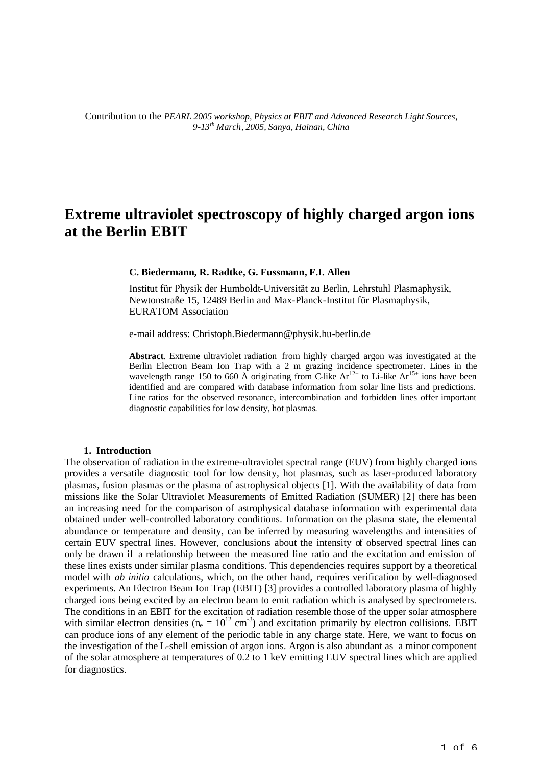Contribution to the *PEARL 2005 workshop, Physics at EBIT and Advanced Research Light Sources, 9-13th March, 2005, Sanya, Hainan, China*

# Extreme ultraviolet spectroscopy of highly charged argon ions at the Berlin EBIT

**C. Biedermann, R. Radtke, G. Fussmann, F.I. Allen**

Institut für Physik der Humboldt-Universität zu Berlin, Lehrstuhl Plasmaphysik, Newtonstraße 15, 12489 Berlin and Max-Planck-Institut für Plasmaphysik, EURATOM Association

e-mail address: Christoph.Biedermann@physik.hu-berlin.de

**Abstract**. Extreme ultraviolet radiation from highly charged argon was investigated at the Berlin Electron Beam Ion Trap with a 2 m grazing incidence spectrometer. Lines in the wavelength range 150 to 660 Å originating from C-like $Ar^{12+}$ to Li-like $Ar^{15+}$ ions have been identified and are compared with database information from solar line lists and predictions. Line ratios for the observed resonance, intercombination and forbidden lines offer important diagnostic capabilities for low density, hot plasmas.

## 1. Introduction

The observation of radiation in the extreme-ultraviolet spectral range (EUV) from highly charged ions provides a versatile diagnostic tool for low density, hot plasmas, such as laser-produced laboratory plasmas, fusion plasmas or the plasma of astrophysical objects [1]. With the availability of data from missions like the Solar Ultraviolet Measurements of Emitted Radiation (SUMER) [2] there has been an increasing need for the comparison of astrophysical database information with experimental data obtained under well-controlled laboratory conditions. Information on the plasma state, the elemental abundance or temperature and density, can be inferred by measuring wavelengths and intensities of certain EUV spectral lines. However, conclusions about the intensity of observed spectral lines can only be drawn if a relationship between the measured line ratio and the excitation and emission of these lines exists under similar plasma conditions. This dependencies requires support by a theoretical model with *ab initio* calculations, which, on the other hand, requires verification by well-diagnosed experiments. An Electron Beam Ion Trap (EBIT) [3] provides a controlled laboratory plasma of highly charged ions being excited by an electron beam to emit radiation which is analysed by spectrometers. The conditions in an EBIT for the excitation of radiation resemble those of the upper solar atmosphere with similar electron densities ($n_e = 10^{12}$ cm$^{-3}$) and excitation primarily by electron collisions. EBIT can produce ions of any element of the periodic table in any charge state. Here, we want to focus on the investigation of the L-shell emission of argon ions. Argon is also abundant as a minor component of the solar atmosphere at temperatures of 0.2 to 1 keV emitting EUV spectral lines which are applied for diagnostics.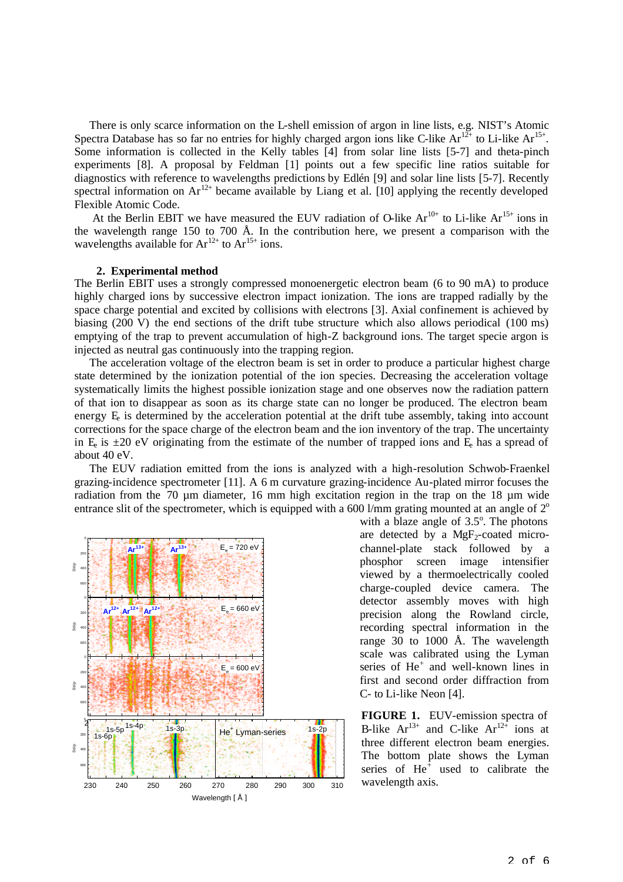There is only scarce information on the L-shell emission of argon in line lists, e.g. NIST's Atomic Spectra Database has so far no entries for highly charged argon ions like C-like $Ar^{12+}$ to Li-like $Ar^{15+}$. Some information is collected in the Kelly tables [4] from solar line lists [5-7] and theta-pinch experiments [8]. A proposal by Feldman [1] points out a few specific line ratios suitable for diagnostics with reference to wavelengths predictions by Edlén [9] and solar line lists [5-7]. Recently spectral information on $Ar^{12+}$ became available by Liang et al. [10] applying the recently developed Flexible Atomic Code.

At the Berlin EBIT we have measured the EUV radiation of O-like $Ar^{10+}$ to Li-like $Ar^{15+}$ ions in the wavelength range 150 to 700 Å. In the contribution here, we present a comparison with the wavelengths available for $Ar^{12+}$ to $Ar^{15+}$ ions.

## 2. Experimental method

The Berlin EBIT uses a strongly compressed monoenergetic electron beam (6 to 90 mA) to produce highly charged ions by successive electron impact ionization. The ions are trapped radially by the space charge potential and excited by collisions with electrons [3]. Axial confinement is achieved by biasing (200 V) the end sections of the drift tube structure which also allows periodical (100 ms) emptying of the trap to prevent accumulation of high-Z background ions. The target specie argon is injected as neutral gas continuously into the trapping region.

The acceleration voltage of the electron beam is set in order to produce a particular highest charge state determined by the ionization potential of the ion species. Decreasing the acceleration voltage systematically limits the highest possible ionization stage and one observes now the radiation pattern of that ion to disappear as soon as its charge state can no longer be produced. The electron beam energy $E_e$ is determined by the acceleration potential at the drift tube assembly, taking into account corrections for the space charge of the electron beam and the ion inventory of the trap. The uncertainty in $E_e$ is ±20 eV originating from the estimate of the number of trapped ions and $E_e$ has a spread of about 40 eV.

The EUV radiation emitted from the ions is analyzed with a high-resolution Schwob-Fraenkel grazing-incidence spectrometer [11]. A 6 m curvature grazing-incidence Au-plated mirror focuses the radiation from the 70 µm diameter, 16 mm high excitation region in the trap on the 18 µm wide entrance slit of the spectrometer, which is equipped with a 600 l/mm grating mounted at an angle of 2° with a blaze angle of 3.5°. The photons are detected by a $MgF_2$-coated micro-channel-plate stack followed by a phosphor screen image intensifier viewed by a thermoelectrically cooled charge-coupled device camera. The detector assembly moves with high precision along the Rowland circle, recording spectral information in the range 30 to 1000 Å. The wavelength scale was calibrated using the Lyman series of $He^+$ and well-known lines in first and second order diffraction from C- to Li-like Neon [4].

**FIGURE 1.** EUV-emission spectra of B-like $Ar^{13+}$ and C-like $Ar^{12+}$ ions at three different electron beam energies. The bottom plate shows the Lyman series of $He^+$ used to calibrate the wavelength axis.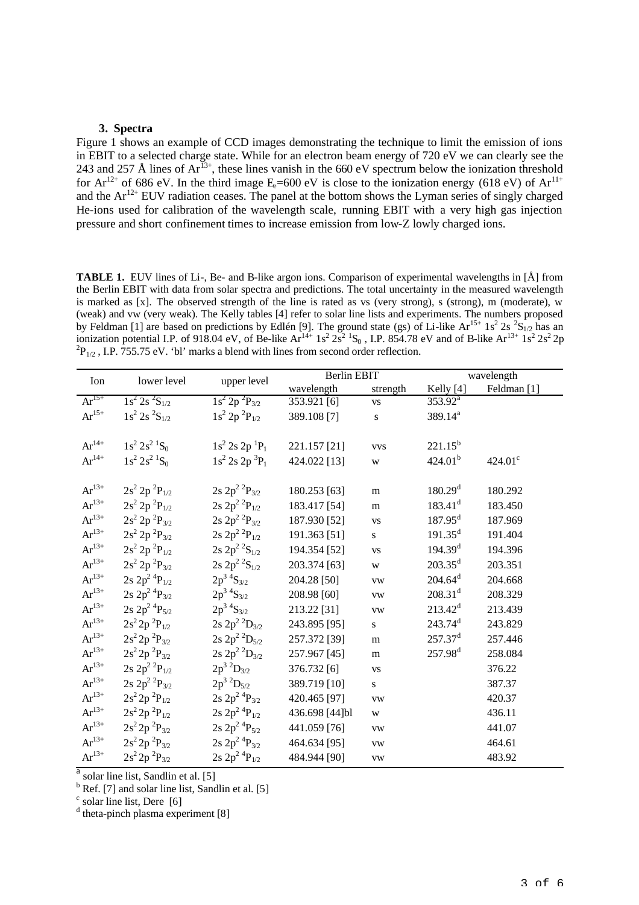### 3. Spectra

Figure 1 shows an example of CCD images demonstrating the technique to limit the emission of ions in EBIT to a selected charge state. While for an electron beam energy of 720 eV we can clearly see the 243 and 257 Å lines of $Ar^{13+}$, these lines vanish in the 660 eV spectrum below the ionization threshold for $Ar^{12+}$ of 686 eV. In the third image $E_e$=600 eV is close to the ionization energy (618 eV) of $Ar^{11+}$ and the $Ar^{12+}$ EUV radiation ceases. The panel at the bottom shows the Lyman series of singly charged He-ions used for calibration of the wavelength scale, running EBIT with a very high gas injection pressure and short confinement times to increase emission from low-Z lowly charged ions.

**TABLE 1.** EUV lines of Li-, Be- and B-like argon ions. Comparison of experimental wavelengths in [Å] from the Berlin EBIT with data from solar spectra and predictions. The total uncertainty in the measured wavelength is marked as [x]. The observed strength of the line is rated as vs (very strong), s (strong), m (moderate), w (weak) and vw (very weak). The Kelly tables [4] refer to solar line lists and experiments. The numbers proposed by Feldman [1] are based on predictions by Edlén [9]. The ground state (gs) of Li-like $Ar^{15+}$ $1s^2\,2s\;^2S_{1/2}$ has an ionization potential I.P. of 918.04 eV, of Be-like $Ar^{14+}$ $1s^2\,2s^2\;^1S_0$, I.P. 854.78 eV and of B-like $Ar^{13+}$ $1s^2\,2s^2\,2p\;^2P_{1/2}$, I.P. 755.75 eV. 'bl' marks a blend with lines from second order reflection.

| Ion | lower level | upper level | Berlin EBIT | | wavelength | |
|---|---|---|---|---|---|---|
| | | | wavelength | strength | Kelly [4] | Feldman [1] |
| $Ar^{15+}$ | $1s^2\,2s\;^2S_{1/2}$ | $1s^2\,2p\;^2P_{3/2}$ | 353.921 [6] | vs | 353.92[a] | |
| $Ar^{15+}$ | $1s^2\,2s\;^2S_{1/2}$ | $1s^2\,2p\;^2P_{1/2}$ | 389.108 [7] | s | 389.14[a] | |
| | | | | | | |
| $Ar^{14+}$ | $1s^2\,2s^2\;^1S_0$ | $1s^2\,2s\,2p\;^1P_1$ | 221.157 [21] | vvs | 221.15[b] | |
| $Ar^{14+}$ | $1s^2\,2s^2\;^1S_0$ | $1s^2\,2s\,2p\;^3P_1$ | 424.022 [13] | w | 424.01[b] | 424.01[c] |
| | | | | | | |
| $Ar^{13+}$ | $2s^2\,2p\;^2P_{1/2}$ | $2s\,2p^2\;^2P_{3/2}$ | 180.253 [63] | m | 180.29[d] | 180.292 |
| $Ar^{13+}$ | $2s^2\,2p\;^2P_{1/2}$ | $2s\,2p^2\;^2P_{1/2}$ | 183.417 [54] | m | 183.41[d] | 183.450 |
| $Ar^{13+}$ | $2s^2\,2p\;^2P_{3/2}$ | $2s\,2p^2\;^2P_{3/2}$ | 187.930 [52] | vs | 187.95[d] | 187.969 |
| $Ar^{13+}$ | $2s^2\,2p\;^2P_{3/2}$ | $2s\,2p^2\;^2P_{1/2}$ | 191.363 [51] | s | 191.35[d] | 191.404 |
| $Ar^{13+}$ | $2s^2\,2p\;^2P_{1/2}$ | $2s\,2p^2\;^2S_{1/2}$ | 194.354 [52] | vs | 194.39[d] | 194.396 |
| $Ar^{13+}$ | $2s^2\,2p\;^2P_{3/2}$ | $2s\,2p^2\;^2S_{1/2}$ | 203.374 [63] | w | 203.35[d] | 203.351 |
| $Ar^{13+}$ | $2s\,2p^2\;^4P_{1/2}$ | $2p^3\;^4S_{3/2}$ | 204.28 [50] | vw | 204.64[d] | 204.668 |
| $Ar^{13+}$ | $2s\,2p^2\;^4P_{3/2}$ | $2p^3\;^4S_{3/2}$ | 208.98 [60] | vw | 208.31[d] | 208.329 |
| $Ar^{13+}$ | $2s\,2p^2\;^4P_{5/2}$ | $2p^3\;^4S_{3/2}$ | 213.22 [31] | vw | 213.42[d] | 213.439 |
| $Ar^{13+}$ | $2s^2\,2p\;^2P_{1/2}$ | $2s\,2p^2\;^2D_{3/2}$ | 243.895 [95] | s | 243.74[d] | 243.829 |
| $Ar^{13+}$ | $2s^2\,2p\;^2P_{3/2}$ | $2s\,2p^2\;^2D_{5/2}$ | 257.372 [39] | m | 257.37[d] | 257.446 |
| $Ar^{13+}$ | $2s^2\,2p\;^2P_{3/2}$ | $2s\,2p^2\;^2D_{3/2}$ | 257.967 [45] | m | 257.98[d] | 258.084 |
| $Ar^{13+}$ | $2s\,2p^2\;^2P_{1/2}$ | $2p^3\;^2D_{3/2}$ | 376.732 [6] | vs | | 376.22 |
| $Ar^{13+}$ | $2s\,2p^2\;^2P_{3/2}$ | $2p^3\;^2D_{5/2}$ | 389.719 [10] | s | | 387.37 |
| $Ar^{13+}$ | $2s^2\,2p\;^2P_{1/2}$ | $2s\,2p^2\;^4P_{3/2}$ | 420.465 [97] | vw | | 420.37 |
| $Ar^{13+}$ | $2s^2\,2p\;^2P_{1/2}$ | $2s\,2p^2\;^4P_{1/2}$ | 436.698 [44]bl | w | | 436.11 |
| $Ar^{13+}$ | $2s^2\,2p\;^2P_{3/2}$ | $2s\,2p^2\;^4P_{5/2}$ | 441.059 [76] | vw | | 441.07 |
| $Ar^{13+}$ | $2s^2\,2p\;^2P_{3/2}$ | $2s\,2p^2\;^4P_{3/2}$ | 464.634 [95] | vw | | 464.61 |
| $Ar^{13+}$ | $2s^2\,2p\;^2P_{3/2}$ | $2s\,2p^2\;^4P_{1/2}$ | 484.944 [90] | vw | | 483.92 |

[a] solar line list, Sandlin et al. [5]
[b] Ref. [7] and solar line list, Sandlin et al. [5]
[c] solar line list, Dere [6]
[d] theta-pinch plasma experiment [8]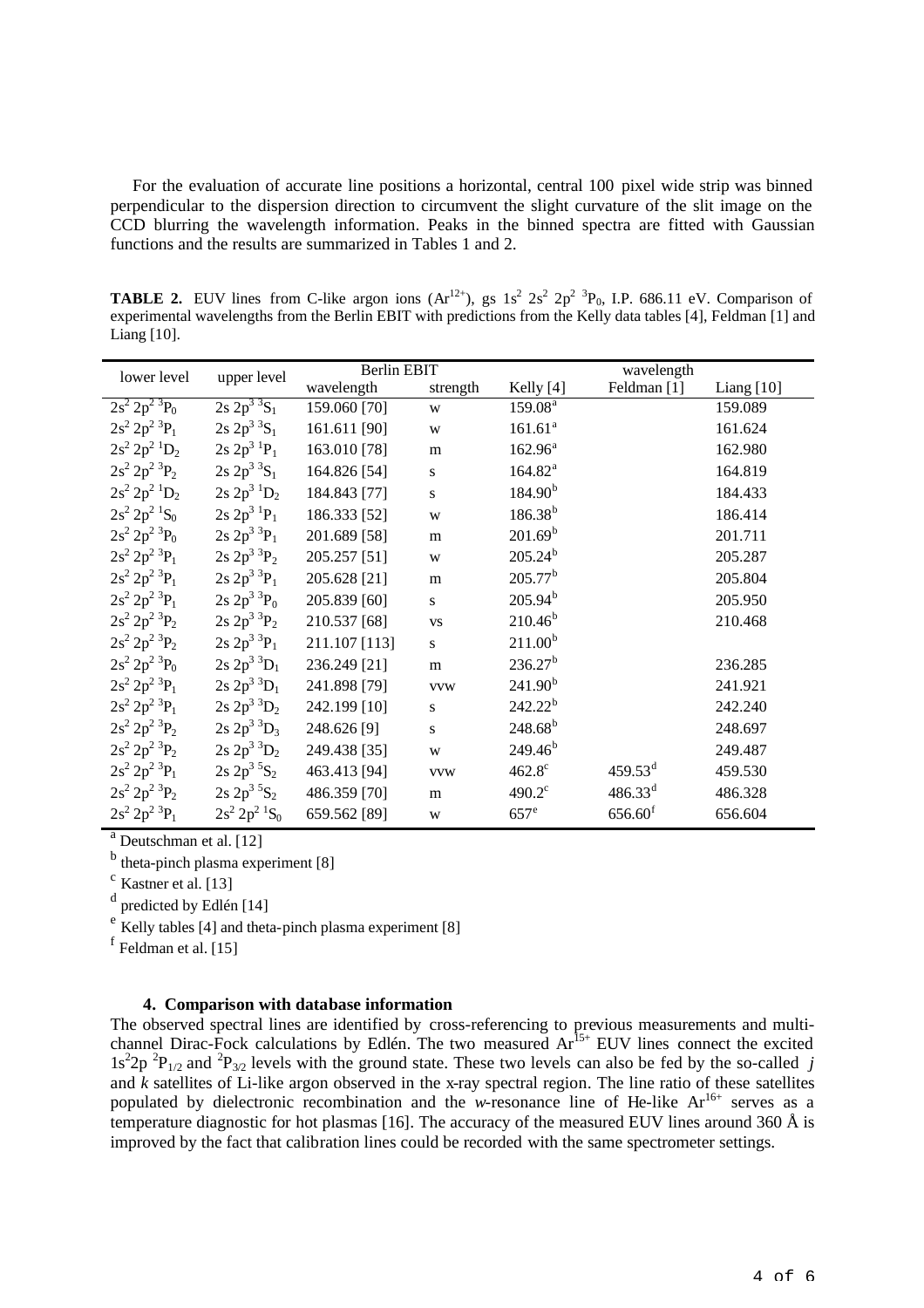For the evaluation of accurate line positions a horizontal, central 100 pixel wide strip was binned perpendicular to the dispersion direction to circumvent the slight curvature of the slit image on the CCD blurring the wavelength information. Peaks in the binned spectra are fitted with Gaussian functions and the results are summarized in Tables 1 and 2.

**TABLE 2.** EUV lines from C-like argon ions ($Ar^{12+}$), gs $1s^2\ 2s^2\ 2p^2\ ^3P_0$, I.P. 686.11 eV. Comparison of experimental wavelengths from the Berlin EBIT with predictions from the Kelly data tables [4], Feldman [1] and Liang [10].

| lower level | upper level | Berlin EBIT | | wavelength | | |
|---|---|---|---|---|---|---|
| | | wavelength | strength | Kelly [4] | Feldman [1] | Liang [10] |
| $2s^2\ 2p^2\ ^3P_0$ | $2s\ 2p^3\ ^3S_1$ | 159.060 [70] | w | 159.08[a] | | 159.089 |
| $2s^2\ 2p^2\ ^3P_1$ | $2s\ 2p^3\ ^3S_1$ | 161.611 [90] | w | 161.61[a] | | 161.624 |
| $2s^2\ 2p^2\ ^1D_2$ | $2s\ 2p^3\ ^1P_1$ | 163.010 [78] | m | 162.96[a] | | 162.980 |
| $2s^2\ 2p^2\ ^3P_2$ | $2s\ 2p^3\ ^3S_1$ | 164.826 [54] | s | 164.82[a] | | 164.819 |
| $2s^2\ 2p^2\ ^1D_2$ | $2s\ 2p^3\ ^1D_2$ | 184.843 [77] | s | 184.90[b] | | 184.433 |
| $2s^2\ 2p^2\ ^1S_0$ | $2s\ 2p^3\ ^1P_1$ | 186.333 [52] | w | 186.38[b] | | 186.414 |
| $2s^2\ 2p^2\ ^3P_0$ | $2s\ 2p^3\ ^3P_1$ | 201.689 [58] | m | 201.69[b] | | 201.711 |
| $2s^2\ 2p^2\ ^3P_1$ | $2s\ 2p^3\ ^3P_2$ | 205.257 [51] | w | 205.24[b] | | 205.287 |
| $2s^2\ 2p^2\ ^3P_1$ | $2s\ 2p^3\ ^3P_1$ | 205.628 [21] | m | 205.77[b] | | 205.804 |
| $2s^2\ 2p^2\ ^3P_1$ | $2s\ 2p^3\ ^3P_0$ | 205.839 [60] | s | 205.94[b] | | 205.950 |
| $2s^2\ 2p^2\ ^3P_2$ | $2s\ 2p^3\ ^3P_2$ | 210.537 [68] | vs | 210.46[b] | | 210.468 |
| $2s^2\ 2p^2\ ^3P_2$ | $2s\ 2p^3\ ^3P_1$ | 211.107 [113] | s | 211.00[b] | | |
| $2s^2\ 2p^2\ ^3P_0$ | $2s\ 2p^3\ ^3D_1$ | 236.249 [21] | m | 236.27[b] | | 236.285 |
| $2s^2\ 2p^2\ ^3P_1$ | $2s\ 2p^3\ ^3D_1$ | 241.898 [79] | vvw | 241.90[b] | | 241.921 |
| $2s^2\ 2p^2\ ^3P_1$ | $2s\ 2p^3\ ^3D_2$ | 242.199 [10] | s | 242.22[b] | | 242.240 |
| $2s^2\ 2p^2\ ^3P_2$ | $2s\ 2p^3\ ^3D_3$ | 248.626 [9] | s | 248.68[b] | | 248.697 |
| $2s^2\ 2p^2\ ^3P_2$ | $2s\ 2p^3\ ^3D_2$ | 249.438 [35] | w | 249.46[b] | | 249.487 |
| $2s^2\ 2p^2\ ^3P_1$ | $2s\ 2p^3\ ^5S_2$ | 463.413 [94] | vvw | 462.8[c] | 459.53[d] | 459.530 |
| $2s^2\ 2p^2\ ^3P_2$ | $2s\ 2p^3\ ^5S_2$ | 486.359 [70] | m | 490.2[c] | 486.33[d] | 486.328 |
| $2s^2\ 2p^2\ ^3P_1$ | $2s^2\ 2p^2\ ^1S_0$ | 659.562 [89] | w | 657[e] | 656.60[f] | 656.604 |

[a] Deutschman et al. [12]

[b] theta-pinch plasma experiment [8]

[c] Kastner et al. [13]

[d] predicted by Edlén [14]

[e] Kelly tables [4] and theta-pinch plasma experiment [8]

[f] Feldman et al. [15]

#### 4. Comparison with database information

The observed spectral lines are identified by cross-referencing to previous measurements and multi-channel Dirac-Fock calculations by Edlén. The two measured $Ar^{15+}$ EUV lines connect the excited $1s^2 2p\ ^2P_{1/2}$ and $^2P_{3/2}$ levels with the ground state. These two levels can also be fed by the so-called *j* and *k* satellites of Li-like argon observed in the x-ray spectral region. The line ratio of these satellites populated by dielectronic recombination and the *w*-resonance line of He-like $Ar^{16+}$ serves as a temperature diagnostic for hot plasmas [16]. The accuracy of the measured EUV lines around 360 Å is improved by the fact that calibration lines could be recorded with the same spectrometer settings.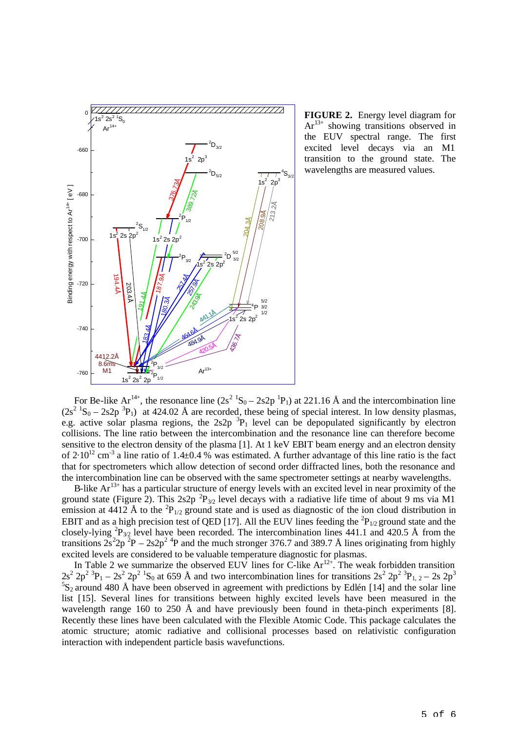**FIGURE 2.** Energy level diagram for $Ar^{13+}$ showing transitions observed in the EUV spectral range. The first excited level decays via an M1 transition to the ground state. The wavelengths are measured values.

For Be-like $Ar^{14+}$, the resonance line ($2s^2\ ^1S_0 - 2s2p\ ^1P_1$) at 221.16 Å and the intercombination line ($2s^2\ ^1S_0 - 2s2p\ ^3P_1$) at 424.02 Å are recorded, these being of special interest. In low density plasmas, e.g. active solar plasma regions, the 2s2p $^3P_1$ level can be depopulated significantly by electron collisions. The line ratio between the intercombination and the resonance line can therefore become sensitive to the electron density of the plasma [1]. At 1 keV EBIT beam energy and an electron density of $2{\cdot}10^{12}$ cm$^{-3}$ a line ratio of 1.4±0.4 % was estimated. A further advantage of this line ratio is the fact that for spectrometers which allow detection of second order diffracted lines, both the resonance and the intercombination line can be observed with the same spectrometer settings at nearby wavelengths.

B-like $Ar^{13+}$ has a particular structure of energy levels with an excited level in near proximity of the ground state (Figure 2). This 2s2p $^2P_{3/2}$ level decays with a radiative life time of about 9 ms via M1 emission at 4412 Å to the $^2P_{1/2}$ ground state and is used as diagnostic of the ion cloud distribution in EBIT and as a high precision test of QED [17]. All the EUV lines feeding the $^2P_{1/2}$ ground state and the closely-lying $^2P_{3/2}$ level have been recorded. The intercombination lines 441.1 and 420.5 Å from the transitions $2s^22p\ ^2P - 2s2p^2\ ^4P$ and the much stronger 376.7 and 389.7 Å lines originating from highly excited levels are considered to be valuable temperature diagnostic for plasmas.

In Table 2 we summarize the observed EUV lines for C-like $Ar^{12+}$. The weak forbidden transition $2s^2\ 2p^2\ ^3P_1 - 2s^2\ 2p^2\ ^1S_0$ at 659 Å and two intercombination lines for transitions $2s^2\ 2p^2\ ^3P_{1,\,2} - 2s\ 2p^3\ ^5S_2$ around 480 Å have been observed in agreement with predictions by Edlén [14] and the solar line list [15]. Several lines for transitions between highly excited levels have been measured in the wavelength range 160 to 250 Å and have previously been found in theta-pinch experiments [8]. Recently these lines have been calculated with the Flexible Atomic Code. This package calculates the atomic structure; atomic radiative and collisional processes based on relativistic configuration interaction with independent particle basis wavefunctions.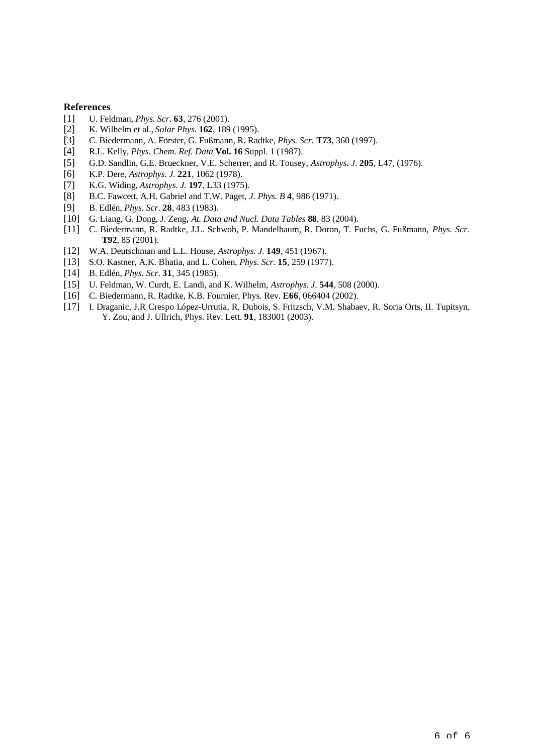**References**

[1] U. Feldman, *Phys. Scr*. **63**, 276 (2001).
[2] K. Wilhelm et al., *Solar Phys.* **162**, 189 (1995).
[3] C. Biedermann, A. Förster, G. Fußmann, R. Radtke, *Phys. Scr.* **T73**, 360 (1997).
[4] R.L. Kelly, *Phys. Chem. Ref. Data* **Vol. 16** Suppl. 1 (1987).
[5] G.D. Sandlin, G.E. Brueckner, V.E. Scherrer, and R. Tousey, *Astrophys. J*. **205**, L47, (1976).
[6] K.P. Dere, *Astrophys. J.* **221**, 1062 (1978).
[7] K.G. Widing, *Astrophys. J.* **197**, L33 (1975).
[8] B.C. Fawcett, A.H. Gabriel and T.W. Paget, *J. Phys. B* **4**, 986 (1971).
[9] B. Edlén, *Phys. Scr*. **28**, 483 (1983).
[10] G. Liang, G. Dong, J. Zeng, *At. Data and Nucl. Data Tables* **88**, 83 (2004).
[11] C. Biedermann, R. Radtke, J.L. Schwob, P. Mandelbaum, R. Doron, T. Fuchs, G. Fußmann, *Phys. Scr.* **T92**, 85 (2001).
[12] W.A. Deutschman and L.L. House, *Astrophys. J.* **149**, 451 (1967).
[13] S.O. Kastner, A.K. Bhatia, and L. Cohen, *Phys. Scr.* **15**, 259 (1977).
[14] B. Edlén, *Phys. Scr*. **31**, 345 (1985).
[15] U. Feldman, W. Curdt, E. Landi, and K. Wilhelm, *Astrophys. J.* **544**, 508 (2000).
[16] C. Biedermann, R. Radtke, K.B. Fournier, Phys. Rev. **E66**, 066404 (2002).
[17] I. Draganic, J.R Crespo López-Urrutia, R. Dubois, S. Fritzsch, V.M. Shabaev, R. Soria Orts, II. Tupitsyn, Y. Zou, and J. Ullrich, Phys. Rev. Lett. **91**, 183001 (2003).